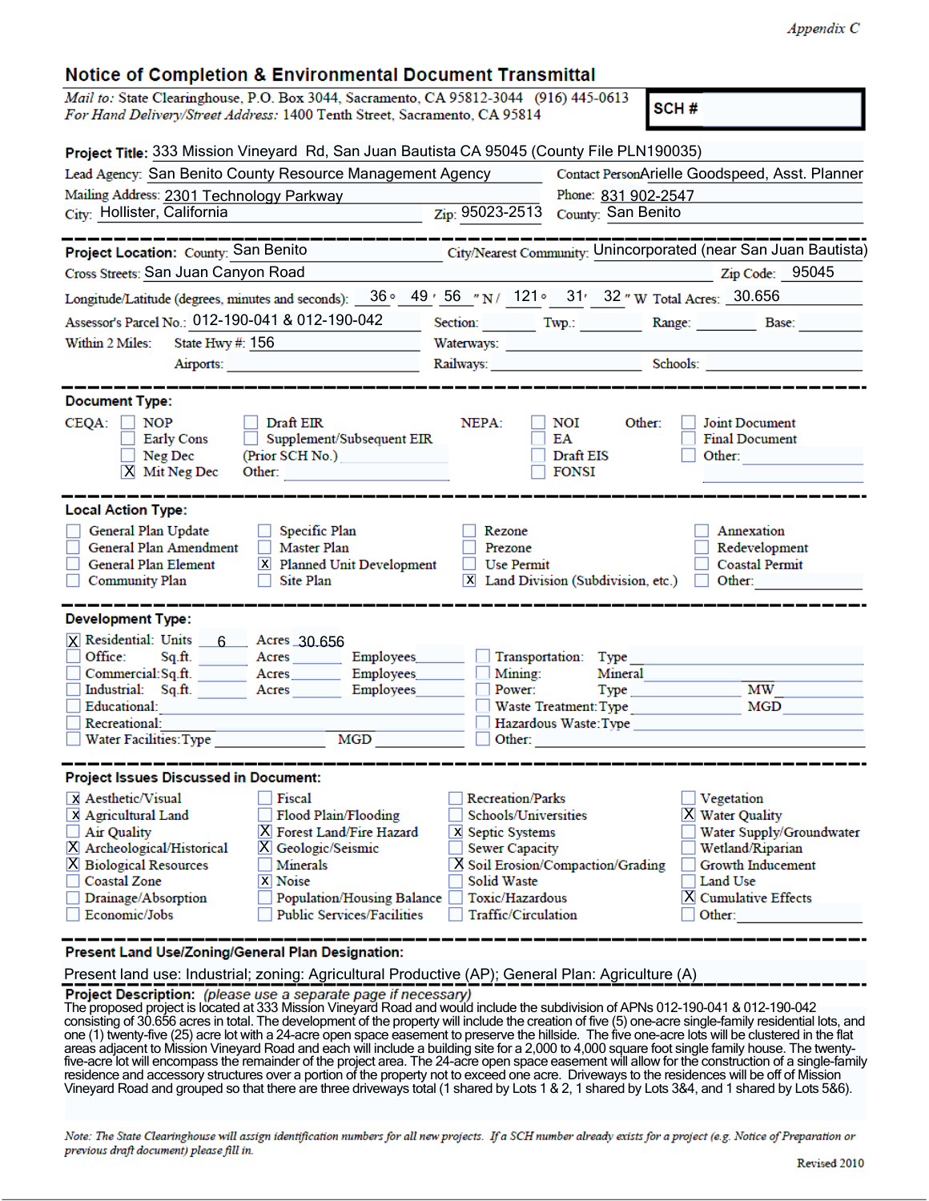*Appendix C*

# Notice of Completion & Environmental Document Transmittal

*Mail to:* State Clearinghouse, P.O. Box 3044, Sacramento, CA 95812-3044 (916) 445-0613
*For Hand Delivery/Street Address:* 1400 Tenth Street, Sacramento, CA 95814

**SCH #**

**Project Title:** 333 Mission Vineyard Rd, San Juan Bautista CA 95045 (County File PLN190035)

Lead Agency: San Benito County Resource Management Agency
Contact Person: Arielle Goodspeed, Asst. Planner

Mailing Address: 2301 Technology Parkway
Phone: 831 902-2547

City: Hollister, California
Zip: 95023-2513
County: San Benito

---

**Project Location:** County: San Benito
City/Nearest Community: Unincorporated (near San Juan Bautista)

Cross Streets: San Juan Canyon Road
Zip Code: 95045

Longitude/Latitude (degrees, minutes and seconds): 36 ° 49 ′ 56 ″ N / 121 ° 31 ′ 32 ″ W
Total Acres: 30.656

Assessor's Parcel No.: 012-190-041 & 012-190-042
Section: ______ Twp.: ______ Range: ______ Base: ______

Within 2 Miles: State Hwy #: 156
Waterways: ______

Airports: ______
Railways: ______
Schools: ______

---

**Document Type:**

CEQA:
- [ ] NOP
- [ ] Early Cons
- [ ] Neg Dec
- [X] Mit Neg Dec
- [ ] Draft EIR
- [ ] Supplement/Subsequent EIR
- (Prior SCH No.) ______
- Other: ______

NEPA:
- [ ] NOI
- [ ] EA
- [ ] Draft EIS
- [ ] FONSI

Other:
- [ ] Joint Document
- [ ] Final Document
- [ ] Other: ______

---

**Local Action Type:**

- [ ] General Plan Update
- [ ] General Plan Amendment
- [ ] General Plan Element
- [ ] Community Plan
- [ ] Specific Plan
- [ ] Master Plan
- [X] Planned Unit Development
- [ ] Site Plan
- [ ] Rezone
- [ ] Prezone
- [ ] Use Permit
- [X] Land Division (Subdivision, etc.)
- [ ] Annexation
- [ ] Redevelopment
- [ ] Coastal Permit
- [ ] Other: ______

---

**Development Type:**

- [X] Residential: Units 6 Acres 30.656
- [ ] Office: Sq.ft. ______ Acres ______ Employees ______
- [ ] Commercial: Sq.ft. ______ Acres ______ Employees ______
- [ ] Industrial: Sq.ft. ______ Acres ______ Employees ______
- [ ] Educational: ______
- [ ] Recreational: ______
- [ ] Water Facilities: Type ______ MGD ______
- [ ] Transportation: Type ______
- [ ] Mining: Mineral ______
- [ ] Power: Type ______ MW ______
- [ ] Waste Treatment: Type ______ MGD ______
- [ ] Hazardous Waste: Type ______
- [ ] Other: ______

---

**Project Issues Discussed in Document:**

- [X] Aesthetic/Visual
- [X] Agricultural Land
- [ ] Air Quality
- [X] Archeological/Historical
- [X] Biological Resources
- [ ] Coastal Zone
- [ ] Drainage/Absorption
- [ ] Economic/Jobs
- [ ] Fiscal
- [ ] Flood Plain/Flooding
- [X] Forest Land/Fire Hazard
- [X] Geologic/Seismic
- [ ] Minerals
- [X] Noise
- [ ] Population/Housing Balance
- [ ] Public Services/Facilities
- [ ] Recreation/Parks
- [ ] Schools/Universities
- [X] Septic Systems
- [ ] Sewer Capacity
- [X] Soil Erosion/Compaction/Grading
- [ ] Solid Waste
- [ ] Toxic/Hazardous
- [ ] Traffic/Circulation
- [ ] Vegetation
- [X] Water Quality
- [ ] Water Supply/Groundwater
- [ ] Wetland/Riparian
- [ ] Growth Inducement
- [ ] Land Use
- [X] Cumulative Effects
- [ ] Other: ______

---

**Present Land Use/Zoning/General Plan Designation:**

Present land use: Industrial; zoning: Agricultural Productive (AP); General Plan: Agriculture (A)

---

**Project Description:** *(please use a separate page if necessary)*

The proposed project is located at 333 Mission Vineyard Road and would include the subdivision of APNs 012-190-041 & 012-190-042 consisting of 30.656 acres in total. The development of the property will include the creation of five (5) one-acre single-family residential lots, and one (1) twenty-five (25) acre lot with a 24-acre open space easement to preserve the hillside. The five one-acre lots will be clustered in the flat areas adjacent to Mission Vineyard Road and each will include a building site for a 2,000 to 4,000 square foot single family house. The twenty-five-acre lot will encompass the remainder of the project area. The 24-acre open space easement will allow for the construction of a single-family residence and accessory structures over a portion of the property not to exceed one acre. Driveways to the residences will be off of Mission Vineyard Road and grouped so that there are three driveways total (1 shared by Lots 1 & 2, 1 shared by Lots 3&4, and 1 shared by Lots 5&6).

*Note: The State Clearinghouse will assign identification numbers for all new projects. If a SCH number already exists for a project (e.g. Notice of Preparation or previous draft document) please fill in.*

Revised 2010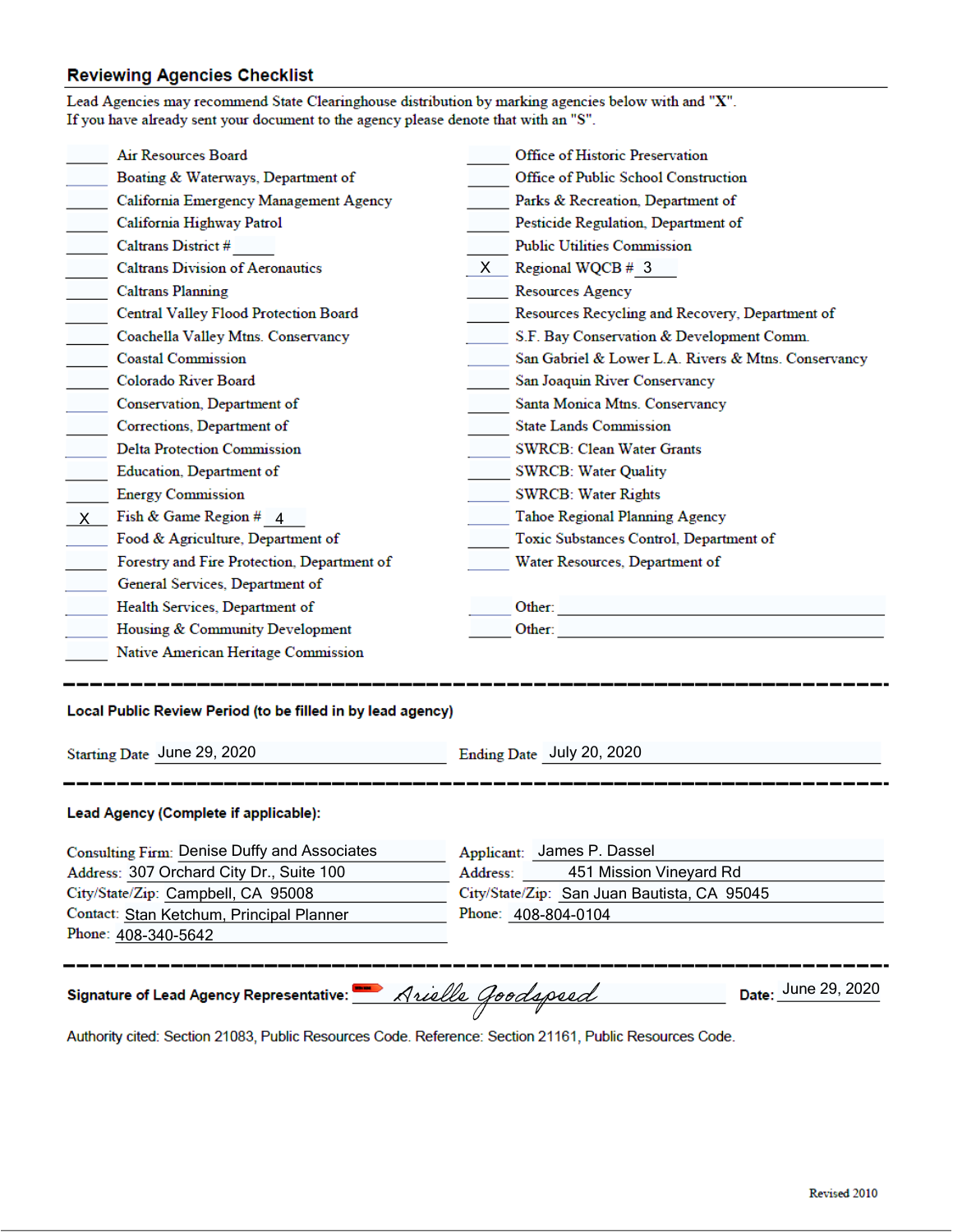## Reviewing Agencies Checklist

Lead Agencies may recommend State Clearinghouse distribution by marking agencies below with and "X". If you have already sent your document to the agency please denote that with an "S".

| | | | |
|---|---|---|---|
| | Air Resources Board | | Office of Historic Preservation |
| | Boating & Waterways, Department of | | Office of Public School Construction |
| | California Emergency Management Agency | | Parks & Recreation, Department of |
| | California Highway Patrol | | Pesticide Regulation, Department of |
| | Caltrans District # ____ | | Public Utilities Commission |
| | Caltrans Division of Aeronautics | X | Regional WQCB # 3 |
| | Caltrans Planning | | Resources Agency |
| | Central Valley Flood Protection Board | | Resources Recycling and Recovery, Department of |
| | Coachella Valley Mtns. Conservancy | | S.F. Bay Conservation & Development Comm. |
| | Coastal Commission | | San Gabriel & Lower L.A. Rivers & Mtns. Conservancy |
| | Colorado River Board | | San Joaquin River Conservancy |
| | Conservation, Department of | | Santa Monica Mtns. Conservancy |
| | Corrections, Department of | | State Lands Commission |
| | Delta Protection Commission | | SWRCB: Clean Water Grants |
| | Education, Department of | | SWRCB: Water Quality |
| | Energy Commission | | SWRCB: Water Rights |
| X | Fish & Game Region # 4 | | Tahoe Regional Planning Agency |
| | Food & Agriculture, Department of | | Toxic Substances Control, Department of |
| | Forestry and Fire Protection, Department of | | Water Resources, Department of |
| | General Services, Department of | | |
| | Health Services, Department of | | Other: |
| | Housing & Community Development | | Other: |
| | Native American Heritage Commission | | |

---

**Local Public Review Period (to be filled in by lead agency)**

Starting Date June 29, 2020 Ending Date July 20, 2020

---

**Lead Agency (Complete if applicable):**

Consulting Firm: Denise Duffy and Associates
Address: 307 Orchard City Dr., Suite 100
City/State/Zip: Campbell, CA 95008
Contact: Stan Ketchum, Principal Planner
Phone: 408-340-5642

Applicant: James P. Dassel
Address: 451 Mission Vineyard Rd
City/State/Zip: San Juan Bautista, CA 95045
Phone: 408-804-0104

---

**Signature of Lead Agency Representative:** Arielle Goodspeed **Date:** June 29, 2020

Authority cited: Section 21083, Public Resources Code. Reference: Section 21161, Public Resources Code.

Revised 2010